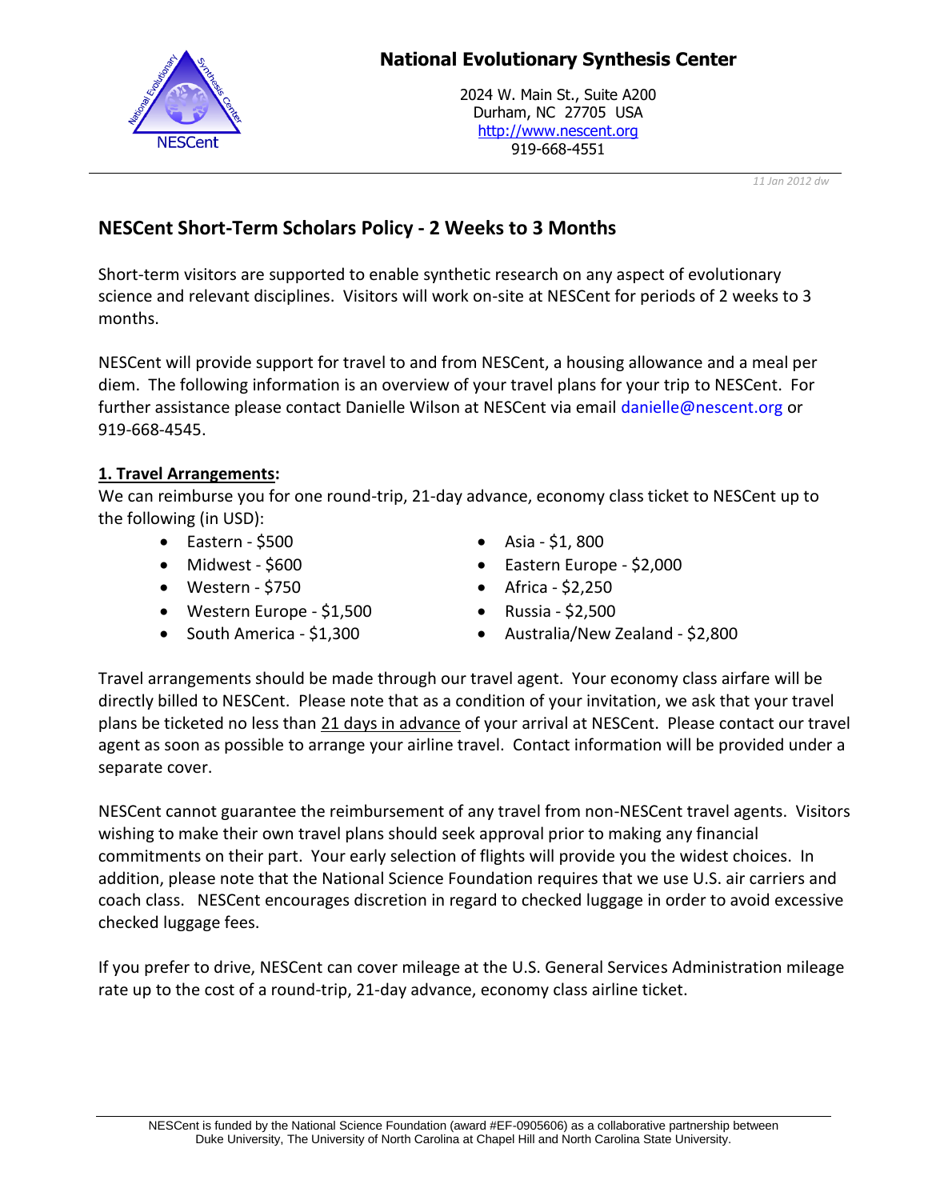**National Evolutionary Synthesis Center**

2024 W. Main St., Suite A200
Durham, NC 27705 USA
http://www.nescent.org
919-668-4551

*11 Jan 2012 dw*

## NESCent Short-Term Scholars Policy - 2 Weeks to 3 Months

Short-term visitors are supported to enable synthetic research on any aspect of evolutionary science and relevant disciplines. Visitors will work on-site at NESCent for periods of 2 weeks to 3 months.

NESCent will provide support for travel to and from NESCent, a housing allowance and a meal per diem. The following information is an overview of your travel plans for your trip to NESCent. For further assistance please contact Danielle Wilson at NESCent via email danielle@nescent.org or 919-668-4545.

**1. Travel Arrangements:**

We can reimburse you for one round-trip, 21-day advance, economy class ticket to NESCent up to the following (in USD):

- Eastern - $500
- Midwest - $600
- Western - $750
- Western Europe - $1,500
- South America - $1,300
- Asia - $1, 800
- Eastern Europe - $2,000
- Africa - $2,250
- Russia - $2,500
- Australia/New Zealand - $2,800

Travel arrangements should be made through our travel agent. Your economy class airfare will be directly billed to NESCent. Please note that as a condition of your invitation, we ask that your travel plans be ticketed no less than 21 days in advance of your arrival at NESCent. Please contact our travel agent as soon as possible to arrange your airline travel. Contact information will be provided under a separate cover.

NESCent cannot guarantee the reimbursement of any travel from non-NESCent travel agents. Visitors wishing to make their own travel plans should seek approval prior to making any financial commitments on their part. Your early selection of flights will provide you the widest choices. In addition, please note that the National Science Foundation requires that we use U.S. air carriers and coach class. NESCent encourages discretion in regard to checked luggage in order to avoid excessive checked luggage fees.

If you prefer to drive, NESCent can cover mileage at the U.S. General Services Administration mileage rate up to the cost of a round-trip, 21-day advance, economy class airline ticket.

NESCent is funded by the National Science Foundation (award #EF-0905606) as a collaborative partnership between Duke University, The University of North Carolina at Chapel Hill and North Carolina State University.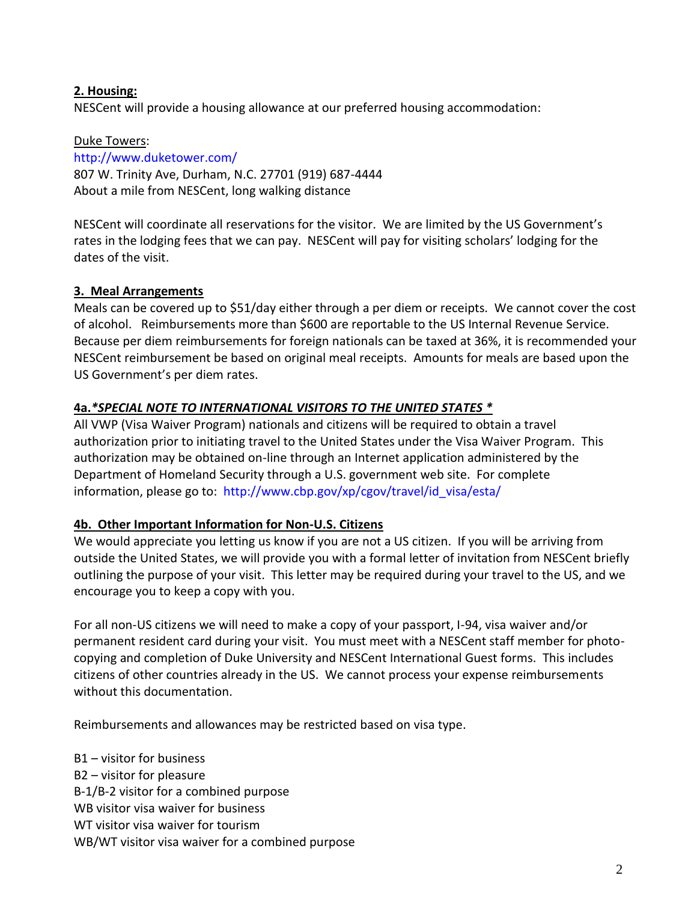## 2. Housing:

NESCent will provide a housing allowance at our preferred housing accommodation:

Duke Towers:
http://www.duketower.com/
807 W. Trinity Ave, Durham, N.C. 27701 (919) 687-4444
About a mile from NESCent, long walking distance

NESCent will coordinate all reservations for the visitor. We are limited by the US Government's rates in the lodging fees that we can pay. NESCent will pay for visiting scholars' lodging for the dates of the visit.

## 3. Meal Arrangements

Meals can be covered up to $51/day either through a per diem or receipts. We cannot cover the cost of alcohol. Reimbursements more than $600 are reportable to the US Internal Revenue Service. Because per diem reimbursements for foreign nationals can be taxed at 36%, it is recommended your NESCent reimbursement be based on original meal receipts. Amounts for meals are based upon the US Government's per diem rates.

## 4a.*SPECIAL NOTE TO INTERNATIONAL VISITORS TO THE UNITED STATES *

All VWP (Visa Waiver Program) nationals and citizens will be required to obtain a travel authorization prior to initiating travel to the United States under the Visa Waiver Program. This authorization may be obtained on-line through an Internet application administered by the Department of Homeland Security through a U.S. government web site. For complete information, please go to: http://www.cbp.gov/xp/cgov/travel/id_visa/esta/

## 4b. Other Important Information for Non-U.S. Citizens

We would appreciate you letting us know if you are not a US citizen. If you will be arriving from outside the United States, we will provide you with a formal letter of invitation from NESCent briefly outlining the purpose of your visit. This letter may be required during your travel to the US, and we encourage you to keep a copy with you.

For all non-US citizens we will need to make a copy of your passport, I-94, visa waiver and/or permanent resident card during your visit. You must meet with a NESCent staff member for photo-copying and completion of Duke University and NESCent International Guest forms. This includes citizens of other countries already in the US. We cannot process your expense reimbursements without this documentation.

Reimbursements and allowances may be restricted based on visa type.

B1 – visitor for business
B2 – visitor for pleasure
B-1/B-2 visitor for a combined purpose
WB visitor visa waiver for business
WT visitor visa waiver for tourism
WB/WT visitor visa waiver for a combined purpose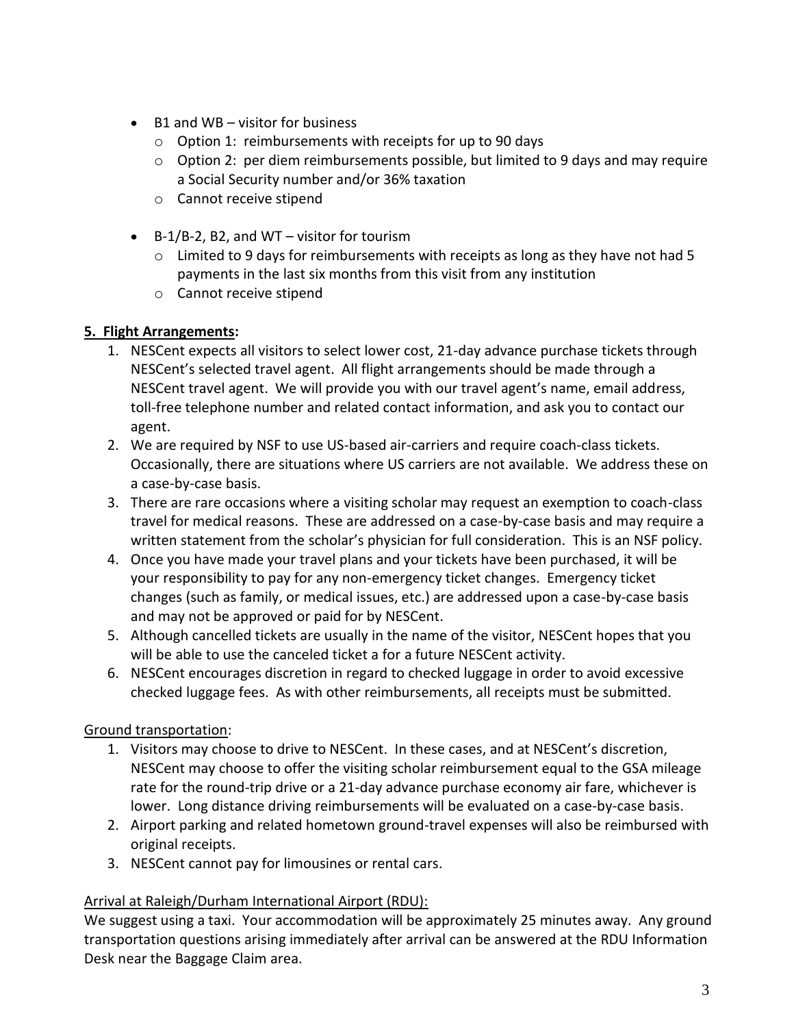- B1 and WB – visitor for business
  - Option 1: reimbursements with receipts for up to 90 days
  - Option 2: per diem reimbursements possible, but limited to 9 days and may require a Social Security number and/or 36% taxation
  - Cannot receive stipend

- B-1/B-2, B2, and WT – visitor for tourism
  - Limited to 9 days for reimbursements with receipts as long as they have not had 5 payments in the last six months from this visit from any institution
  - Cannot receive stipend

**5. Flight Arrangements:**

1. NESCent expects all visitors to select lower cost, 21-day advance purchase tickets through NESCent's selected travel agent. All flight arrangements should be made through a NESCent travel agent. We will provide you with our travel agent's name, email address, toll-free telephone number and related contact information, and ask you to contact our agent.
2. We are required by NSF to use US-based air-carriers and require coach-class tickets. Occasionally, there are situations where US carriers are not available. We address these on a case-by-case basis.
3. There are rare occasions where a visiting scholar may request an exemption to coach-class travel for medical reasons. These are addressed on a case-by-case basis and may require a written statement from the scholar's physician for full consideration. This is an NSF policy.
4. Once you have made your travel plans and your tickets have been purchased, it will be your responsibility to pay for any non-emergency ticket changes. Emergency ticket changes (such as family, or medical issues, etc.) are addressed upon a case-by-case basis and may not be approved or paid for by NESCent.
5. Although cancelled tickets are usually in the name of the visitor, NESCent hopes that you will be able to use the canceled ticket a for a future NESCent activity.
6. NESCent encourages discretion in regard to checked luggage in order to avoid excessive checked luggage fees. As with other reimbursements, all receipts must be submitted.

Ground transportation:

1. Visitors may choose to drive to NESCent. In these cases, and at NESCent's discretion, NESCent may choose to offer the visiting scholar reimbursement equal to the GSA mileage rate for the round-trip drive or a 21-day advance purchase economy air fare, whichever is lower. Long distance driving reimbursements will be evaluated on a case-by-case basis.
2. Airport parking and related hometown ground-travel expenses will also be reimbursed with original receipts.
3. NESCent cannot pay for limousines or rental cars.

Arrival at Raleigh/Durham International Airport (RDU):

We suggest using a taxi. Your accommodation will be approximately 25 minutes away. Any ground transportation questions arising immediately after arrival can be answered at the RDU Information Desk near the Baggage Claim area.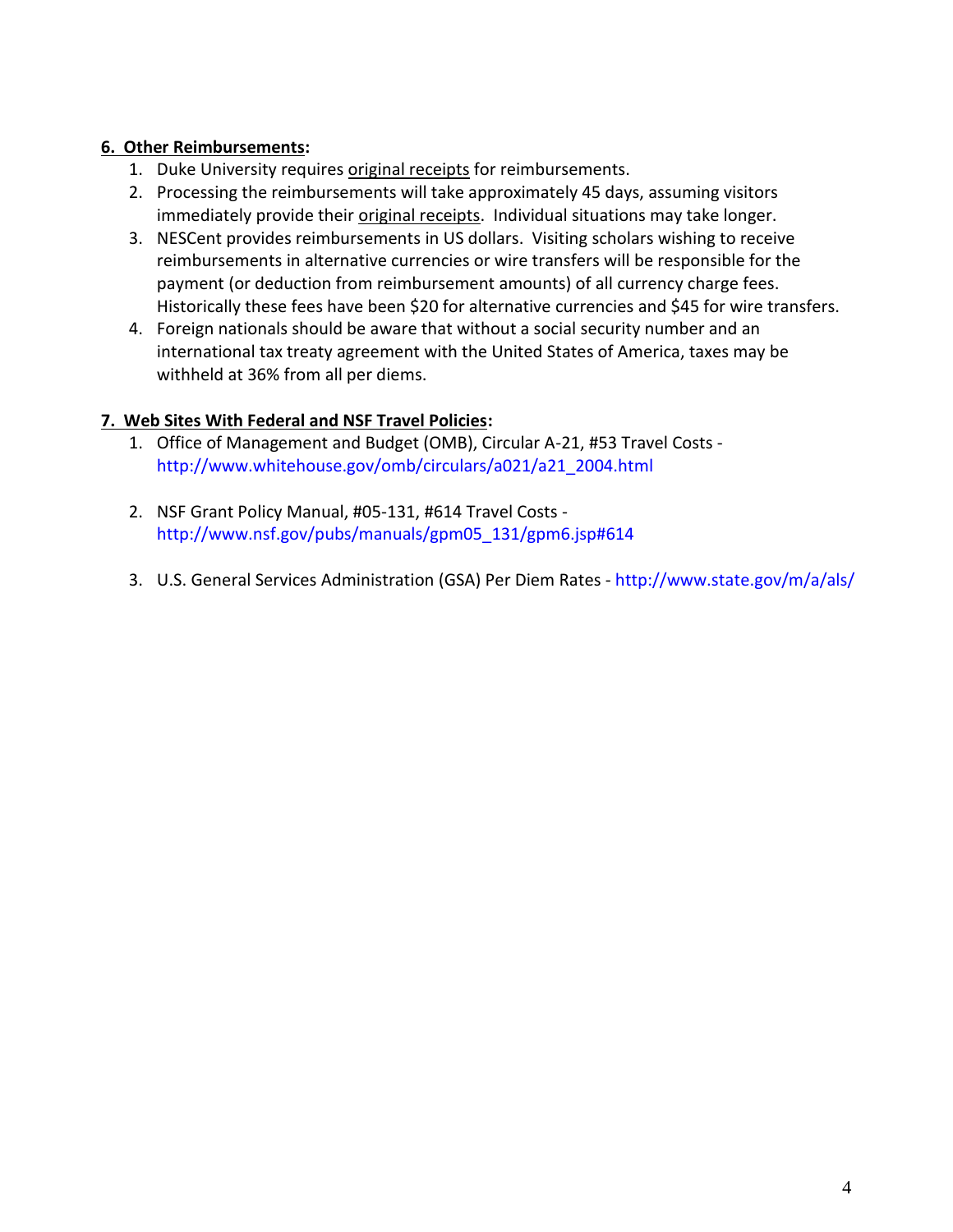**6. Other Reimbursements:**

1. Duke University requires original receipts for reimbursements.
2. Processing the reimbursements will take approximately 45 days, assuming visitors immediately provide their original receipts. Individual situations may take longer.
3. NESCent provides reimbursements in US dollars. Visiting scholars wishing to receive reimbursements in alternative currencies or wire transfers will be responsible for the payment (or deduction from reimbursement amounts) of all currency charge fees. Historically these fees have been $20 for alternative currencies and $45 for wire transfers.
4. Foreign nationals should be aware that without a social security number and an international tax treaty agreement with the United States of America, taxes may be withheld at 36% from all per diems.

**7. Web Sites With Federal and NSF Travel Policies:**

1. Office of Management and Budget (OMB), Circular A-21, #53 Travel Costs - http://www.whitehouse.gov/omb/circulars/a021/a21_2004.html

2. NSF Grant Policy Manual, #05-131, #614 Travel Costs - http://www.nsf.gov/pubs/manuals/gpm05_131/gpm6.jsp#614

3. U.S. General Services Administration (GSA) Per Diem Rates - http://www.state.gov/m/a/als/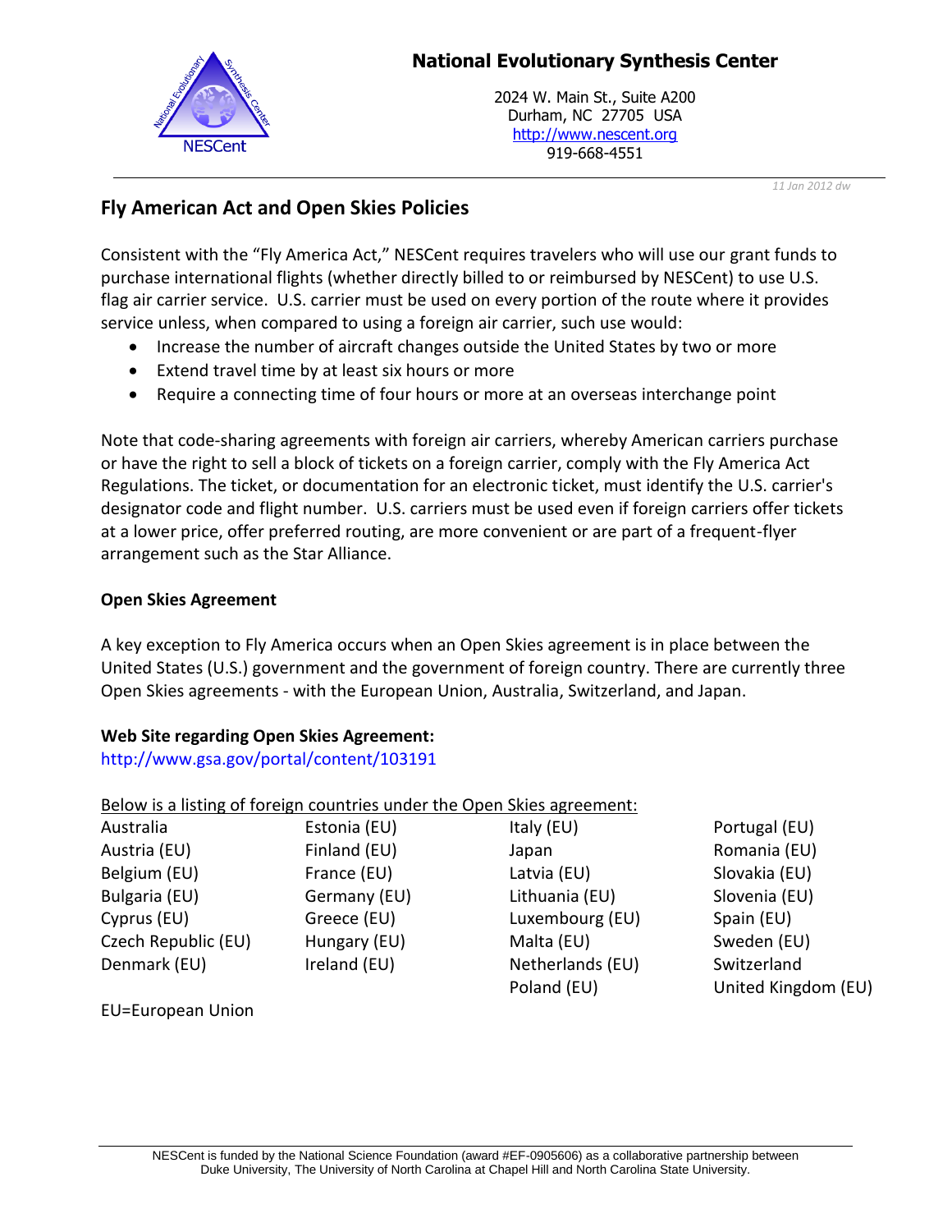# National Evolutionary Synthesis Center

2024 W. Main St., Suite A200
Durham, NC 27705 USA
http://www.nescent.org
919-668-4551

*11 Jan 2012 dw*

## Fly American Act and Open Skies Policies

Consistent with the "Fly America Act," NESCent requires travelers who will use our grant funds to purchase international flights (whether directly billed to or reimbursed by NESCent) to use U.S. flag air carrier service. U.S. carrier must be used on every portion of the route where it provides service unless, when compared to using a foreign air carrier, such use would:

- Increase the number of aircraft changes outside the United States by two or more
- Extend travel time by at least six hours or more
- Require a connecting time of four hours or more at an overseas interchange point

Note that code-sharing agreements with foreign air carriers, whereby American carriers purchase or have the right to sell a block of tickets on a foreign carrier, comply with the Fly America Act Regulations. The ticket, or documentation for an electronic ticket, must identify the U.S. carrier's designator code and flight number. U.S. carriers must be used even if foreign carriers offer tickets at a lower price, offer preferred routing, are more convenient or are part of a frequent-flyer arrangement such as the Star Alliance.

**Open Skies Agreement**

A key exception to Fly America occurs when an Open Skies agreement is in place between the United States (U.S.) government and the government of foreign country. There are currently three Open Skies agreements - with the European Union, Australia, Switzerland, and Japan.

**Web Site regarding Open Skies Agreement:**
http://www.gsa.gov/portal/content/103191

Below is a listing of foreign countries under the Open Skies agreement:

- Australia
- Austria (EU)
- Belgium (EU)
- Bulgaria (EU)
- Cyprus (EU)
- Czech Republic (EU)
- Denmark (EU)
- Estonia (EU)
- Finland (EU)
- France (EU)
- Germany (EU)
- Greece (EU)
- Hungary (EU)
- Ireland (EU)
- Italy (EU)
- Japan
- Latvia (EU)
- Lithuania (EU)
- Luxembourg (EU)
- Malta (EU)
- Netherlands (EU)
- Poland (EU)
- Portugal (EU)
- Romania (EU)
- Slovakia (EU)
- Slovenia (EU)
- Spain (EU)
- Sweden (EU)
- Switzerland
- United Kingdom (EU)

EU=European Union

NESCent is funded by the National Science Foundation (award #EF-0905606) as a collaborative partnership between Duke University, The University of North Carolina at Chapel Hill and North Carolina State University.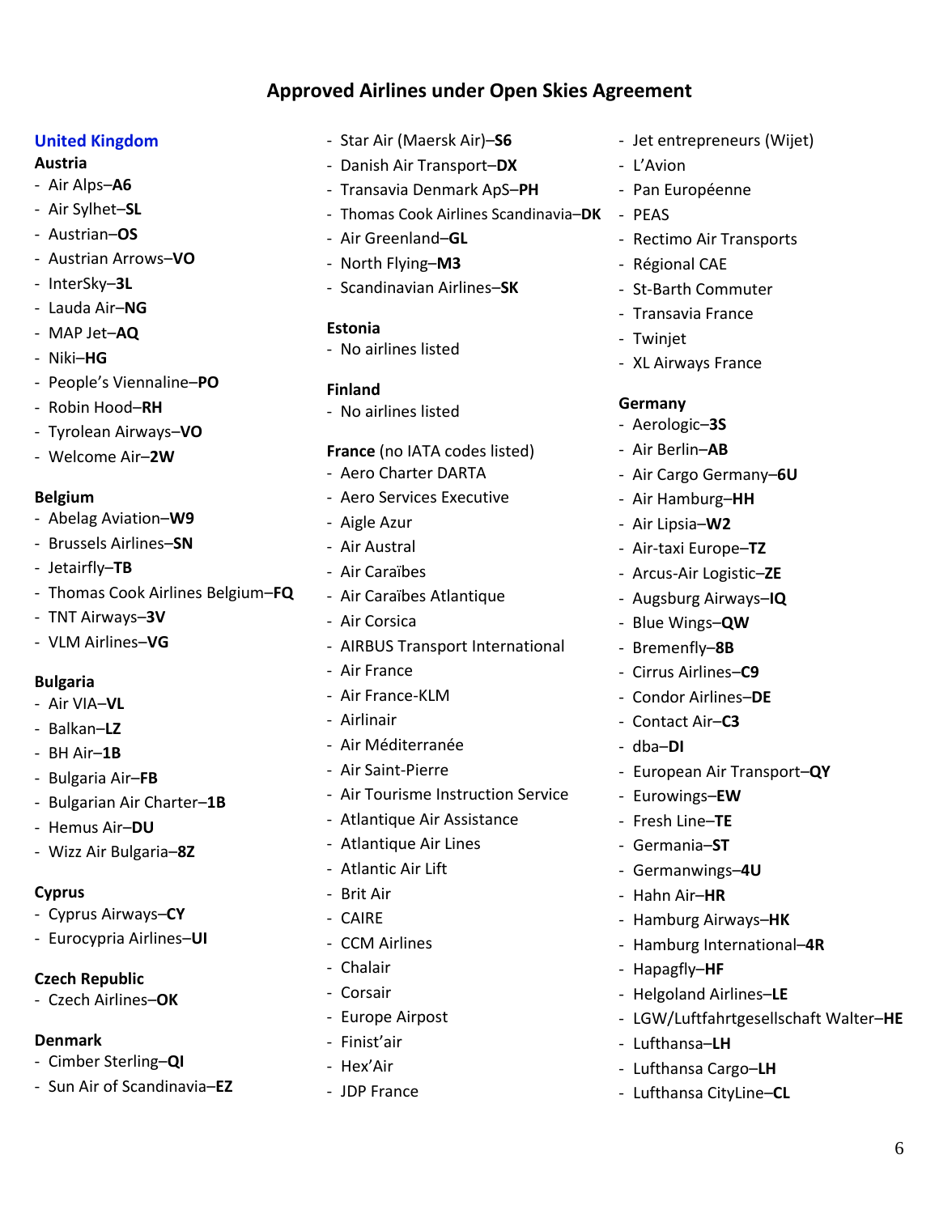# Approved Airlines under Open Skies Agreement

## United Kingdom

**Austria**
- Air Alps–**A6**
- Air Sylhet–**SL**
- Austrian–**OS**
- Austrian Arrows–**VO**
- InterSky–**3L**
- Lauda Air–**NG**
- MAP Jet–**AQ**
- Niki–**HG**
- People's Viennaline–**PO**
- Robin Hood–**RH**
- Tyrolean Airways–**VO**
- Welcome Air–**2W**

**Belgium**
- Abelag Aviation–**W9**
- Brussels Airlines–**SN**
- Jetairfly–**TB**
- Thomas Cook Airlines Belgium–**FQ**
- TNT Airways–**3V**
- VLM Airlines–**VG**

**Bulgaria**
- Air VIA–**VL**
- Balkan–**LZ**
- BH Air–**1B**
- Bulgaria Air–**FB**
- Bulgarian Air Charter–**1B**
- Hemus Air–**DU**
- Wizz Air Bulgaria–**8Z**

**Cyprus**
- Cyprus Airways–**CY**
- Eurocypria Airlines–**UI**

**Czech Republic**
- Czech Airlines–**OK**

**Denmark**
- Cimber Sterling–**QI**
- Sun Air of Scandinavia–**EZ**
- Star Air (Maersk Air)–**S6**
- Danish Air Transport–**DX**
- Transavia Denmark ApS–**PH**
- Thomas Cook Airlines Scandinavia–**DK**
- Air Greenland–**GL**
- North Flying–**M3**
- Scandinavian Airlines–**SK**

**Estonia**
- No airlines listed

**Finland**
- No airlines listed

**France** (no IATA codes listed)
- Aero Charter DARTA
- Aero Services Executive
- Aigle Azur
- Air Austral
- Air Caraïbes
- Air Caraïbes Atlantique
- Air Corsica
- AIRBUS Transport International
- Air France
- Air France-KLM
- Airlinair
- Air Méditerranée
- Air Saint-Pierre
- Air Tourisme Instruction Service
- Atlantique Air Assistance
- Atlantique Air Lines
- Atlantic Air Lift
- Brit Air
- CAIRE
- CCM Airlines
- Chalair
- Corsair
- Europe Airpost
- Finist'air
- Hex'Air
- JDP France
- Jet entrepreneurs (Wijet)
- L'Avion
- Pan Européenne
- PEAS
- Rectimo Air Transports
- Régional CAE
- St-Barth Commuter
- Transavia France
- Twinjet
- XL Airways France

**Germany**
- Aerologic–**3S**
- Air Berlin–**AB**
- Air Cargo Germany–**6U**
- Air Hamburg–**HH**
- Air Lipsia–**W2**
- Air-taxi Europe–**TZ**
- Arcus-Air Logistic–**ZE**
- Augsburg Airways–**IQ**
- Blue Wings–**QW**
- Bremenfly–**8B**
- Cirrus Airlines–**C9**
- Condor Airlines–**DE**
- Contact Air–**C3**
- dba–**DI**
- European Air Transport–**QY**
- Eurowings–**EW**
- Fresh Line–**TE**
- Germania–**ST**
- Germanwings–**4U**
- Hahn Air–**HR**
- Hamburg Airways–**HK**
- Hamburg International–**4R**
- Hapagfly–**HF**
- Helgoland Airlines–**LE**
- LGW/Luftfahrtgesellschaft Walter–**HE**
- Lufthansa–**LH**
- Lufthansa Cargo–**LH**
- Lufthansa CityLine–**CL**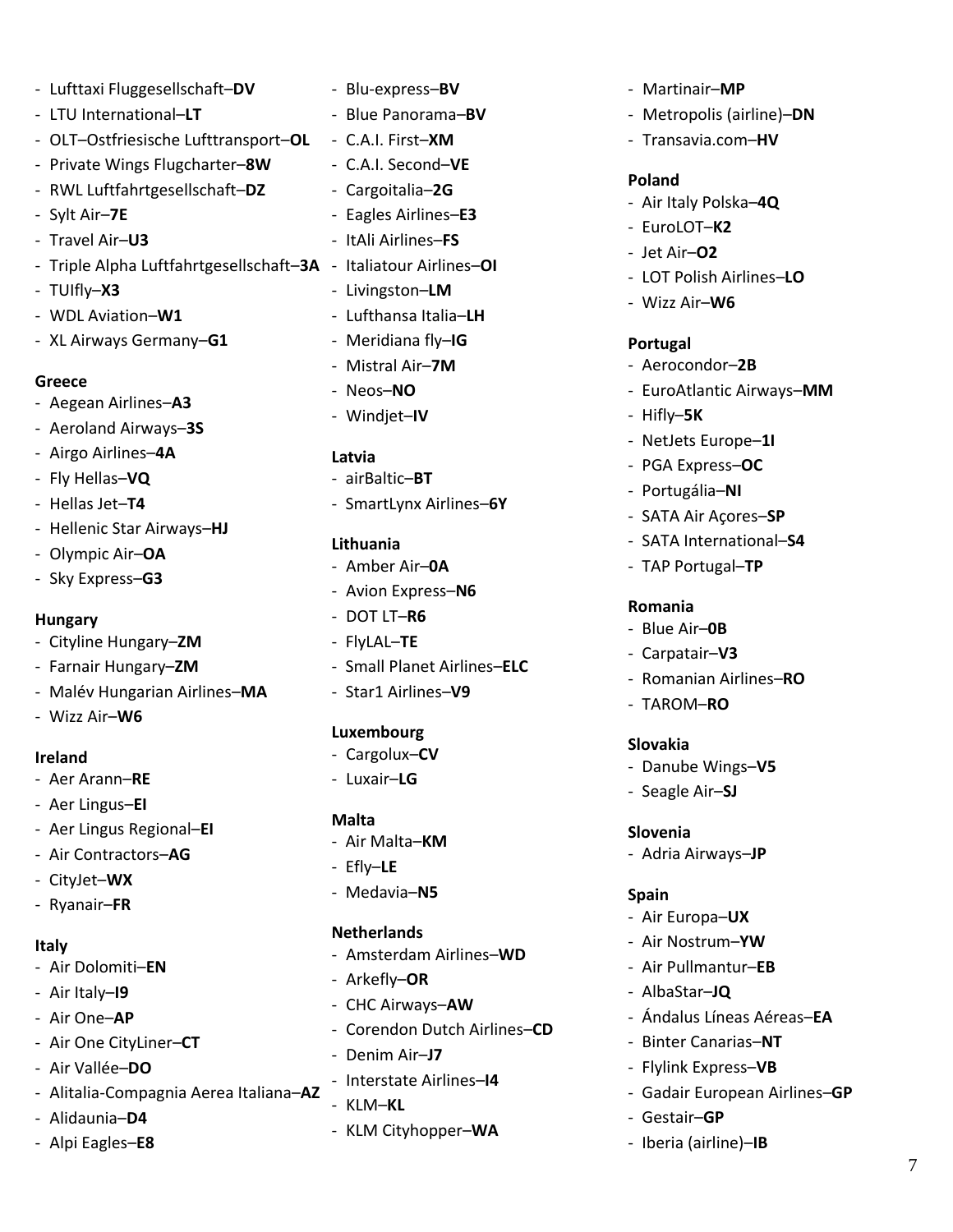- Lufttaxi Fluggesellschaft–**DV**
- LTU International–**LT**
- OLT–Ostfriesische Lufttransport–**OL**
- Private Wings Flugcharter–**8W**
- RWL Luftfahrtgesellschaft–**DZ**
- Sylt Air–**7E**
- Travel Air–**U3**
- Triple Alpha Luftfahrtgesellschaft–**3A**
- TUIfly–**X3**
- WDL Aviation–**W1**
- XL Airways Germany–**G1**

**Greece**
- Aegean Airlines–**A3**
- Aeroland Airways–**3S**
- Airgo Airlines–**4A**
- Fly Hellas–**VQ**
- Hellas Jet–**T4**
- Hellenic Star Airways–**HJ**
- Olympic Air–**OA**
- Sky Express–**G3**

**Hungary**
- Cityline Hungary–**ZM**
- Farnair Hungary–**ZM**
- Malév Hungarian Airlines–**MA**
- Wizz Air–**W6**

**Ireland**
- Aer Arann–**RE**
- Aer Lingus–**EI**
- Aer Lingus Regional–**EI**
- Air Contractors–**AG**
- CityJet–**WX**
- Ryanair–**FR**

**Italy**
- Air Dolomiti–**EN**
- Air Italy–**I9**
- Air One–**AP**
- Air One CityLiner–**CT**
- Air Vallée–**DO**
- Alitalia-Compagnia Aerea Italiana–**AZ**
- Alidaunia–**D4**
- Alpi Eagles–**E8**
- Blu-express–**BV**
- Blue Panorama–**BV**
- C.A.I. First–**XM**
- C.A.I. Second–**VE**
- Cargoitalia–**2G**
- Eagles Airlines–**E3**
- ItAli Airlines–**FS**
- Italiatour Airlines–**OI**
- Livingston–**LM**
- Lufthansa Italia–**LH**
- Meridiana fly–**IG**
- Mistral Air–**7M**
- Neos–**NO**
- Windjet–**IV**

**Latvia**
- airBaltic–**BT**
- SmartLynx Airlines–**6Y**

**Lithuania**
- Amber Air–**0A**
- Avion Express–**N6**
- DOT LT–**R6**
- FlyLAL–**TE**
- Small Planet Airlines–**ELC**
- Star1 Airlines–**V9**

**Luxembourg**
- Cargolux–**CV**
- Luxair–**LG**

**Malta**
- Air Malta–**KM**
- Efly–**LE**
- Medavia–**N5**

**Netherlands**
- Amsterdam Airlines–**WD**
- Arkefly–**OR**
- CHC Airways–**AW**
- Corendon Dutch Airlines–**CD**
- Denim Air–**J7**
- Interstate Airlines–**I4**
- KLM–**KL**
- KLM Cityhopper–**WA**
- Martinair–**MP**
- Metropolis (airline)–**DN**
- Transavia.com–**HV**

**Poland**
- Air Italy Polska–**4Q**
- EuroLOT–**K2**
- Jet Air–**O2**
- LOT Polish Airlines–**LO**
- Wizz Air–**W6**

**Portugal**
- Aerocondor–**2B**
- EuroAtlantic Airways–**MM**
- Hifly–**5K**
- NetJets Europe–**1I**
- PGA Express–**OC**
- Portugália–**NI**
- SATA Air Açores–**SP**
- SATA International–**S4**
- TAP Portugal–**TP**

**Romania**
- Blue Air–**0B**
- Carpatair–**V3**
- Romanian Airlines–**RO**
- TAROM–**RO**

**Slovakia**
- Danube Wings–**V5**
- Seagle Air–**SJ**

**Slovenia**
- Adria Airways–**JP**

**Spain**
- Air Europa–**UX**
- Air Nostrum–**YW**
- Air Pullmantur–**EB**
- AlbaStar–**JQ**
- Ándalus Líneas Aéreas–**EA**
- Binter Canarias–**NT**
- Flylink Express–**VB**
- Gadair European Airlines–**GP**
- Gestair–**GP**
- Iberia (airline)–**IB**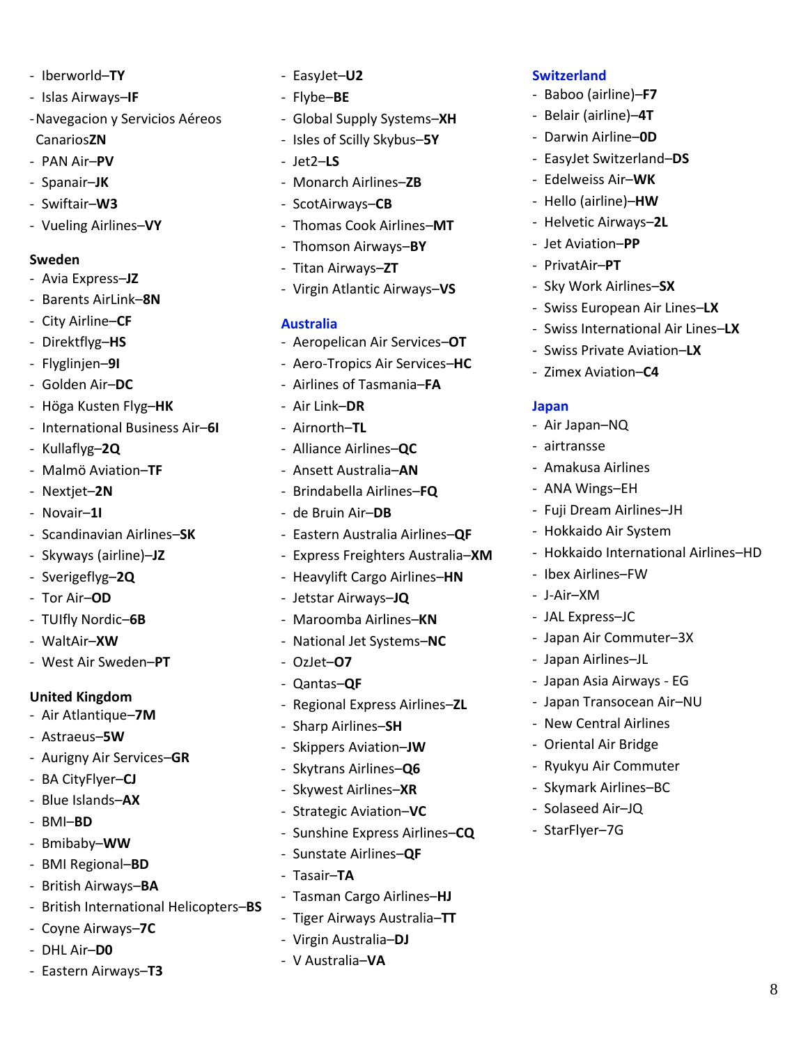- Iberworld–**TY**
- Islas Airways–**IF**
- Navegacion y Servicios Aéreos CanariosZN
- PAN Air–**PV**
- Spanair–**JK**
- Swiftair–**W3**
- Vueling Airlines–**VY**

**Sweden**

- Avia Express–**JZ**
- Barents AirLink–**8N**
- City Airline–**CF**
- Direktflyg–**HS**
- Flyglinjen–**9I**
- Golden Air–**DC**
- Höga Kusten Flyg–**HK**
- International Business Air–**6I**
- Kullaflyg–**2Q**
- Malmö Aviation–**TF**
- Nextjet–**2N**
- Novair–**1I**
- Scandinavian Airlines–**SK**
- Skyways (airline)–**JZ**
- Sverigeflyg–**2Q**
- Tor Air–**OD**
- TUIfly Nordic–**6B**
- WaltAir–**XW**
- West Air Sweden–**PT**

**United Kingdom**

- Air Atlantique–**7M**
- Astraeus–**5W**
- Aurigny Air Services–**GR**
- BA CityFlyer–**CJ**
- Blue Islands–**AX**
- BMI–**BD**
- Bmibaby–**WW**
- BMI Regional–**BD**
- British Airways–**BA**
- British International Helicopters–**BS**
- Coyne Airways–**7C**
- DHL Air–**D0**
- Eastern Airways–**T3**
- EasyJet–**U2**
- Flybe–**BE**
- Global Supply Systems–**XH**
- Isles of Scilly Skybus–**5Y**
- Jet2–**LS**
- Monarch Airlines–**ZB**
- ScotAirways–**CB**
- Thomas Cook Airlines–**MT**
- Thomson Airways–**BY**
- Titan Airways–**ZT**
- Virgin Atlantic Airways–**VS**

**Australia**

- Aeropelican Air Services–**OT**
- Aero-Tropics Air Services–**HC**
- Airlines of Tasmania–**FA**
- Air Link–**DR**
- Airnorth–**TL**
- Alliance Airlines–**QC**
- Ansett Australia–**AN**
- Brindabella Airlines–**FQ**
- de Bruin Air–**DB**
- Eastern Australia Airlines–**QF**
- Express Freighters Australia–**XM**
- Heavylift Cargo Airlines–**HN**
- Jetstar Airways–**JQ**
- Maroomba Airlines–**KN**
- National Jet Systems–**NC**
- OzJet–**O7**
- Qantas–**QF**
- Regional Express Airlines–**ZL**
- Sharp Airlines–**SH**
- Skippers Aviation–**JW**
- Skytrans Airlines–**Q6**
- Skywest Airlines–**XR**
- Strategic Aviation–**VC**
- Sunshine Express Airlines–**CQ**
- Sunstate Airlines–**QF**
- Tasair–**TA**
- Tasman Cargo Airlines–**HJ**
- Tiger Airways Australia–**TT**
- Virgin Australia–**DJ**
- V Australia–**VA**

**Switzerland**

- Baboo (airline)–**F7**
- Belair (airline)–**4T**
- Darwin Airline–**0D**
- EasyJet Switzerland–**DS**
- Edelweiss Air–**WK**
- Hello (airline)–**HW**
- Helvetic Airways–**2L**
- Jet Aviation–**PP**
- PrivatAir–**PT**
- Sky Work Airlines–**SX**
- Swiss European Air Lines–**LX**
- Swiss International Air Lines–**LX**
- Swiss Private Aviation–**LX**
- Zimex Aviation–**C4**

**Japan**

- Air Japan–NQ
- airtransse
- Amakusa Airlines
- ANA Wings–EH
- Fuji Dream Airlines–JH
- Hokkaido Air System
- Hokkaido International Airlines–HD
- Ibex Airlines–FW
- J-Air–XM
- JAL Express–JC
- Japan Air Commuter–3X
- Japan Airlines–JL
- Japan Asia Airways - EG
- Japan Transocean Air–NU
- New Central Airlines
- Oriental Air Bridge
- Ryukyu Air Commuter
- Skymark Airlines–BC
- Solaseed Air–JQ
- StarFlyer–7G